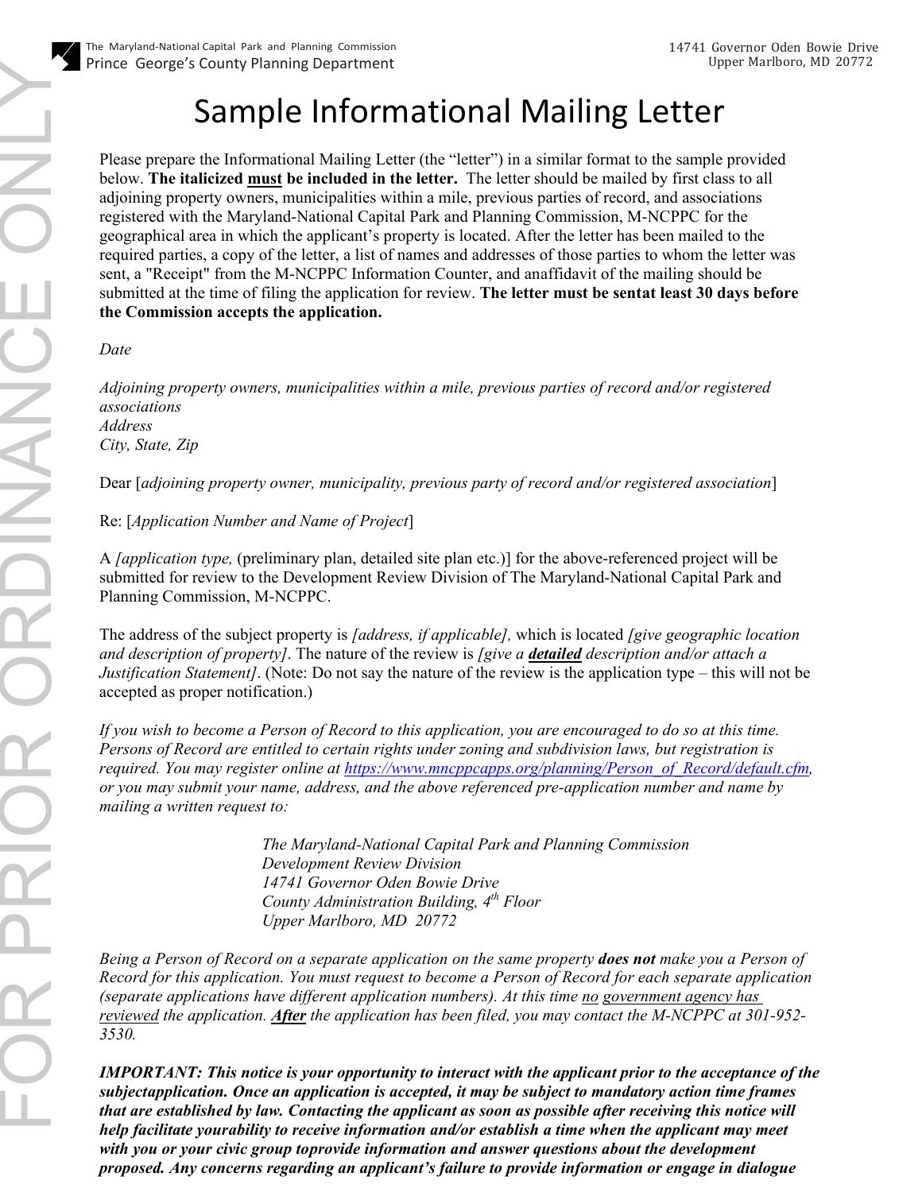The Maryland-National Capital Park and Planning Commission
Prince George's County Planning Department

14741 Governor Oden Bowie Drive
Upper Marlboro, MD 20772

FOR PRIOR ORDINANCE ONLY

# Sample Informational Mailing Letter

Please prepare the Informational Mailing Letter (the "letter") in a similar format to the sample provided below. **The italicized <u>must</u> be included in the letter.** The letter should be mailed by first class to all adjoining property owners, municipalities within a mile, previous parties of record, and associations registered with the Maryland-National Capital Park and Planning Commission, M-NCPPC for the geographical area in which the applicant's property is located. After the letter has been mailed to the required parties, a copy of the letter, a list of names and addresses of those parties to whom the letter was sent, a "Receipt" from the M-NCPPC Information Counter, and anaffidavit of the mailing should be submitted at the time of filing the application for review. **The letter must be sentat least 30 days before the Commission accepts the application.**

*Date*

*Adjoining property owners, municipalities within a mile, previous parties of record and/or registered associations*
*Address*
*City, State, Zip*

Dear [*adjoining property owner, municipality, previous party of record and/or registered association*]

Re: [*Application Number and Name of Project*]

A *[application type,* (preliminary plan, detailed site plan etc.)] for the above-referenced project will be submitted for review to the Development Review Division of The Maryland-National Capital Park and Planning Commission, M-NCPPC.

The address of the subject property is *[address, if applicable],* which is located *[give geographic location and description of property]*. The nature of the review is *[give a **<u>detailed</u>** description and/or attach a Justification Statement]*. (Note: Do not say the nature of the review is the application type – this will not be accepted as proper notification.)

*If you wish to become a Person of Record to this application, you are encouraged to do so at this time. Persons of Record are entitled to certain rights under zoning and subdivision laws, but registration is required. You may register online at [https://www.mncppcapps.org/planning/Person_of_Record/default.cfm](https://www.mncppcapps.org/planning/Person_of_Record/default.cfm), or you may submit your name, address, and the above referenced pre-application number and name by mailing a written request to:*

> *The Maryland-National Capital Park and Planning Commission*
> *Development Review Division*
> *14741 Governor Oden Bowie Drive*
> *County Administration Building, 4th Floor*
> *Upper Marlboro, MD 20772*

*Being a Person of Record on a separate application on the same property **does not** make you a Person of Record for this application. You must request to become a Person of Record for each separate application (separate applications have different application numbers). At this time <u>no</u> <u>government agency has reviewed</u> the application. **<u>After</u>** the application has been filed, you may contact the M-NCPPC at 301-952-3530.*

***IMPORTANT: This notice is your opportunity to interact with the applicant prior to the acceptance of the subjectapplication. Once an application is accepted, it may be subject to mandatory action time frames that are established by law. Contacting the applicant as soon as possible after receiving this notice will help facilitate yourability to receive information and/or establish a time when the applicant may meet with you or your civic group toprovide information and answer questions about the development proposed. Any concerns regarding an applicant's failure to provide information or engage in dialogue***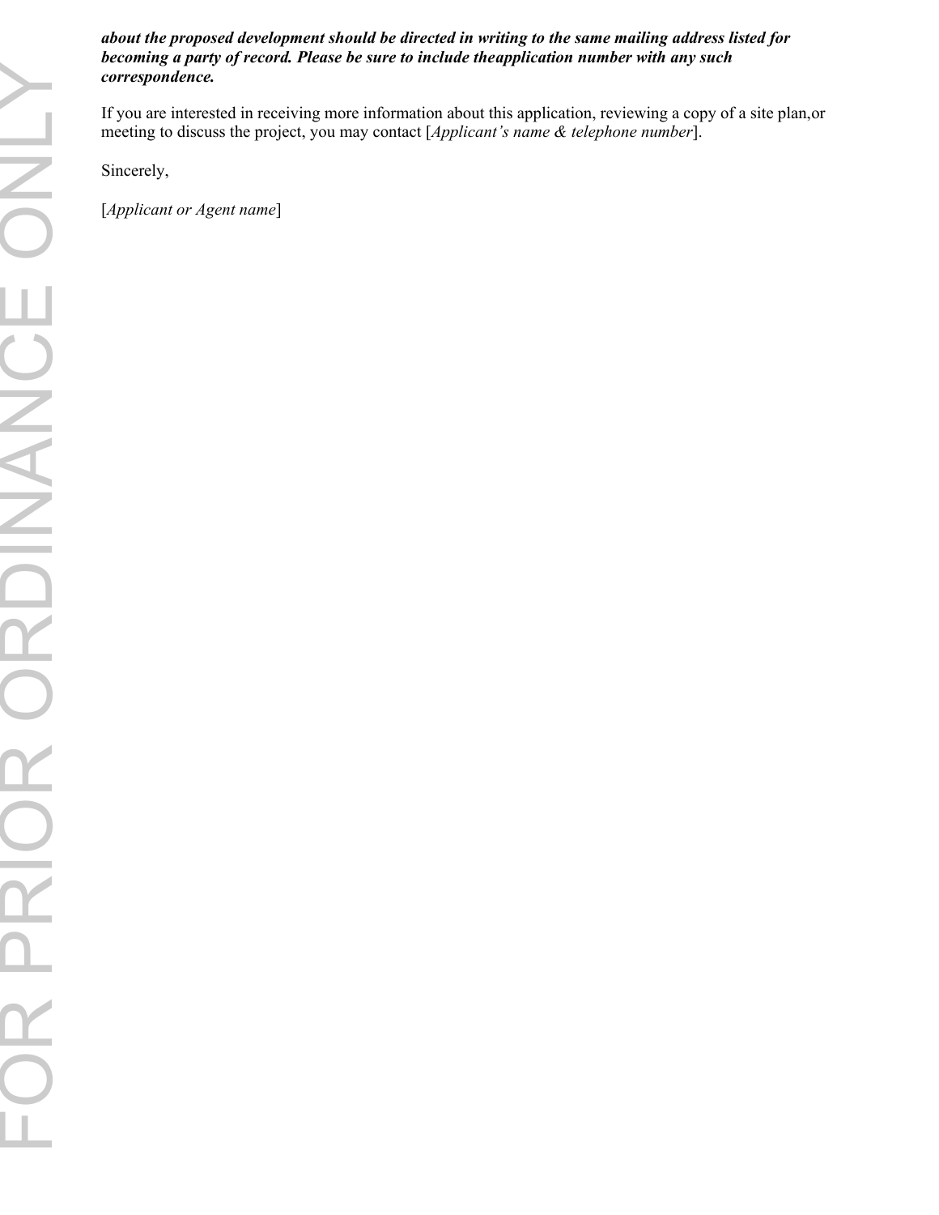***about the proposed development should be directed in writing to the same mailing address listed for becoming a party of record. Please be sure to include theapplication number with any such correspondence.***

If you are interested in receiving more information about this application, reviewing a copy of a site plan,or meeting to discuss the project, you may contact [*Applicant's name & telephone number*].

Sincerely,

[*Applicant or Agent name*]

FOR PRIOR ORDINANCE ONLY